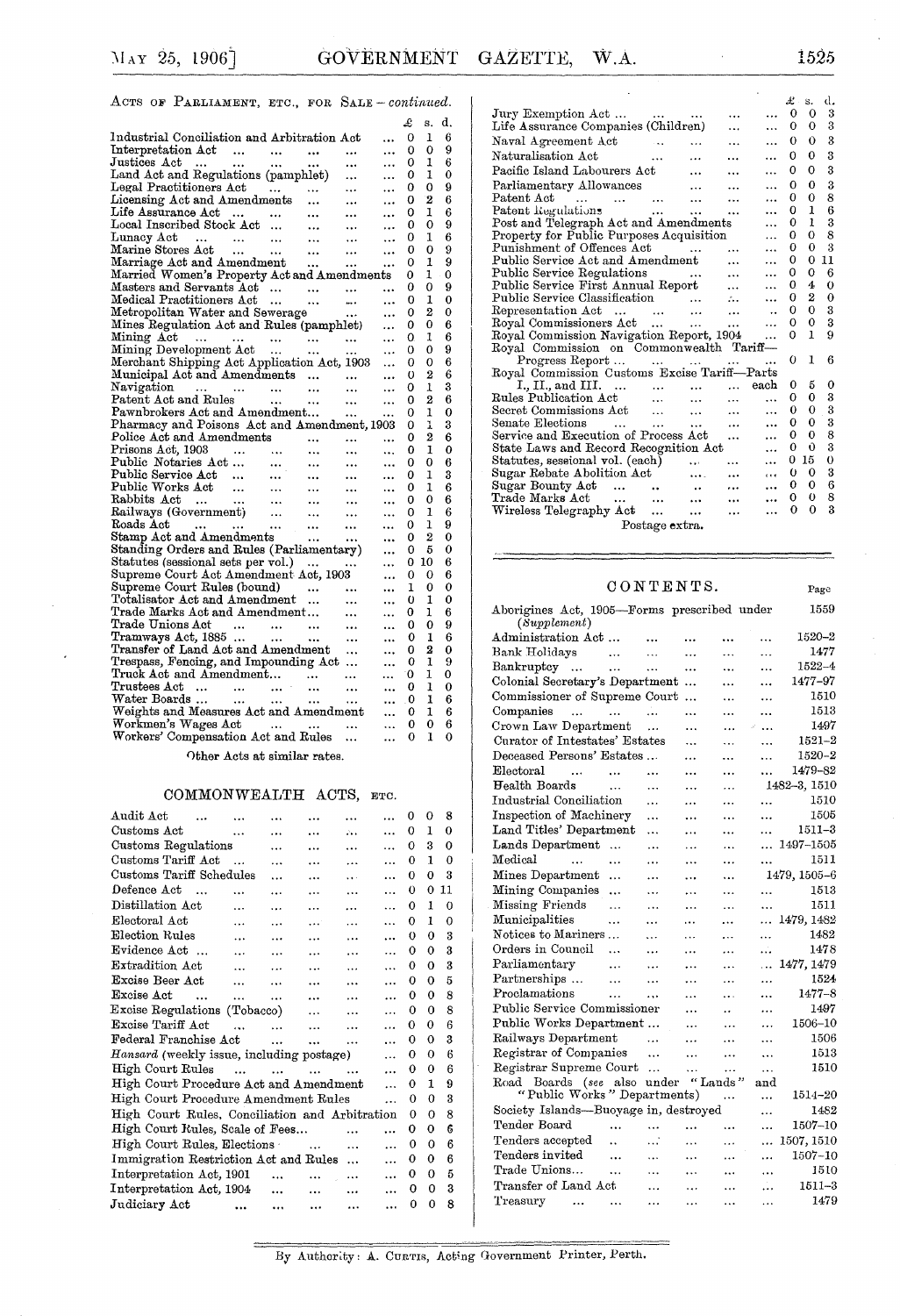ACTS OF PARLIAMENT, ETC., FOR SALE – *continued.*

| | £ | s. | d. |
|---|---|---|---|
| Industrial Conciliation and Arbitration Act | 0 | 1 | 6 |
| Interpretation Act | 0 | 0 | 9 |
| Justices Act | 0 | 1 | 6 |
| Land Act and Regulations (pamphlet) | 0 | 1 | 0 |
| Legal Practitioners Act | 0 | 0 | 9 |
| Licensing Act and Amendments | 0 | 2 | 6 |
| Life Assurance Act | 0 | 1 | 6 |
| Local Inscribed Stock Act | 0 | 0 | 9 |
| Lunacy Act | 0 | 1 | 6 |
| Marine Stores Act | 0 | 0 | 9 |
| Marriage Act and Amendment | 0 | 1 | 9 |
| Married Women's Property Act and Amendments | 0 | 1 | 0 |
| Masters and Servants Act | 0 | 0 | 9 |
| Medical Practitioners Act | 0 | 1 | 0 |
| Metropolitan Water and Sewerage | 0 | 2 | 0 |
| Mines Regulation Act and Rules (pamphlet) | 0 | 0 | 6 |
| Mining Act | 0 | 1 | 6 |
| Mining Development Act | 0 | 0 | 9 |
| Merchant Shipping Act Application Act, 1903 | 0 | 0 | 6 |
| Municipal Act and Amendments | 0 | 2 | 6 |
| Navigation | 0 | 1 | 3 |
| Patent Act and Rules | 0 | 2 | 6 |
| Pawnbrokers Act and Amendment | 0 | 1 | 0 |
| Pharmacy and Poisons Act and Amendment, 1903 | 0 | 1 | 3 |
| Police Act and Amendments | 0 | 2 | 6 |
| Prisons Act, 1903 | 0 | 1 | 0 |
| Public Notaries Act | 0 | 0 | 6 |
| Public Service Act | 0 | 1 | 3 |
| Public Works Act | 0 | 1 | 6 |
| Rabbits Act | 0 | 0 | 6 |
| Railways (Government) | 0 | 1 | 6 |
| Roads Act | 0 | 1 | 9 |
| Stamp Act and Amendments | 0 | 2 | 0 |
| Standing Orders and Rules (Parliamentary) | 0 | 5 | 0 |
| Statutes (sessional sets per vol.) | 0 | 10 | 6 |
| Supreme Court Act Amendment Act, 1903 | 0 | 0 | 6 |
| Supreme Court Rules (bound) | 1 | 0 | 0 |
| Totalisator Act and Amendment | 0 | 1 | 0 |
| Trade Marks Act and Amendment | 0 | 1 | 6 |
| Trade Unions Act | 0 | 0 | 9 |
| Tramways Act, 1885 | 0 | 1 | 6 |
| Transfer of Land Act and Amendment | 0 | 2 | 0 |
| Trespass, Fencing, and Impounding Act | 0 | 1 | 9 |
| Truck Act and Amendment | 0 | 1 | 0 |
| Trustees Act | 0 | 1 | 0 |
| Water Boards | 0 | 1 | 6 |
| Weights and Measures Act and Amendment | 0 | 1 | 6 |
| Workmen's Wages Act | 0 | 0 | 6 |
| Workers' Compensation Act and Rules | 0 | 1 | 0 |

Other Acts at similar rates.

## COMMONWEALTH ACTS, ETC.

| | £ | s. | d. |
|---|---|---|---|
| Audit Act | 0 | 0 | 8 |
| Customs Act | 0 | 1 | 0 |
| Customs Regulations | 0 | 3 | 0 |
| Customs Tariff Act | 0 | 1 | 0 |
| Customs Tariff Schedules | 0 | 0 | 3 |
| Defence Act | 0 | 0 | 11 |
| Distillation Act | 0 | 1 | 0 |
| Electoral Act | 0 | 1 | 0 |
| Election Rules | 0 | 0 | 3 |
| Evidence Act | 0 | 0 | 3 |
| Extradition Act | 0 | 0 | 3 |
| Excise Beer Act | 0 | 0 | 5 |
| Excise Act | 0 | 0 | 8 |
| Excise Regulations (Tobacco) | 0 | 0 | 8 |
| Excise Tariff Act | 0 | 0 | 6 |
| Federal Franchise Act | 0 | 0 | 3 |
| *Hansard* (weekly issue, including postage) | 0 | 0 | 6 |
| High Court Rules | 0 | 0 | 6 |
| High Court Procedure Act and Amendment | 0 | 1 | 9 |
| High Court Procedure Amendment Rules | 0 | 0 | 3 |
| High Court Rules, Conciliation and Arbitration | 0 | 0 | 8 |
| High Court Rules, Scale of Fees | 0 | 0 | 6 |
| High Court Rules, Elections | 0 | 0 | 6 |
| Immigration Restriction Act and Rules | 0 | 0 | 6 |
| Interpretation Act, 1901 | 0 | 0 | 5 |
| Interpretation Act, 1904 | 0 | 0 | 3 |
| Judiciary Act | 0 | 0 | 8 |
| Jury Exemption Act | 0 | 0 | 3 |
| Life Assurance Companies (Children) | 0 | 0 | 3 |
| Naval Agreement Act | 0 | 0 | 3 |
| Naturalisation Act | 0 | 0 | 3 |
| Pacific Island Labourers Act | 0 | 0 | 3 |
| Parliamentary Allowances | 0 | 0 | 3 |
| Patent Act | 0 | 0 | 8 |
| Patent Regulations | 0 | 1 | 6 |
| Post and Telegraph Act and Amendments | 0 | 1 | 3 |
| Property for Public Purposes Acquisition | 0 | 0 | 8 |
| Punishment of Offences Act | 0 | 0 | 3 |
| Public Service Act and Amendment | 0 | 0 | 11 |
| Public Service Regulations | 0 | 0 | 6 |
| Public Service First Annual Report | 0 | 4 | 0 |
| Public Service Classification | 0 | 2 | 0 |
| Representation Act | 0 | 0 | 3 |
| Royal Commissioners Act | 0 | 0 | 3 |
| Royal Commission Navigation Report, 1904 | 0 | 1 | 9 |
| Royal Commission on Commonwealth Tariff—Progress Report | 0 | 1 | 6 |
| Royal Commission Customs Excise Tariff—Parts I., II., and III. ... each | 0 | 5 | 0 |
| Rules Publication Act | 0 | 0 | 3 |
| Secret Commissions Act | 0 | 0 | 3 |
| Senate Elections | 0 | 0 | 3 |
| Service and Execution of Process Act | 0 | 0 | 8 |
| State Laws and Record Recognition Act | 0 | 0 | 3 |
| Statutes, sessional vol. (each) | 0 | 15 | 0 |
| Sugar Rebate Abolition Act | 0 | 0 | 3 |
| Sugar Bounty Act | 0 | 0 | 6 |
| Trade Marks Act | 0 | 0 | 8 |
| Wireless Telegraphy Act | 0 | 0 | 3 |

Postage extra.

## CONTENTS.

| | Page |
|---|---|
| Aborigines Act, 1905—Forms prescribed under (*Supplement*) | 1559 |
| Administration Act | 1520–2 |
| Bank Holidays | 1477 |
| Bankruptcy | 1522–4 |
| Colonial Secretary's Department | 1477–97 |
| Commissioner of Supreme Court | 1510 |
| Companies | 1513 |
| Crown Law Department | 1497 |
| Curator of Intestates' Estates | 1521–2 |
| Deceased Persons' Estates | 1520–2 |
| Electoral | 1479–82 |
| Health Boards | 1482–3, 1510 |
| Industrial Conciliation | 1510 |
| Inspection of Machinery | 1505 |
| Land Titles' Department | 1511–3 |
| Lands Department | 1497–1505 |
| Medical | 1511 |
| Mines Department | 1479, 1505–6 |
| Mining Companies | 1513 |
| Missing Friends | 1511 |
| Municipalities | 1479, 1482 |
| Notices to Mariners | 1482 |
| Orders in Council | 1478 |
| Parliamentary | 1477, 1479 |
| Partnerships | 1524 |
| Proclamations | 1477–8 |
| Public Service Commissioner | 1497 |
| Public Works Department | 1506–10 |
| Railways Department | 1506 |
| Registrar of Companies | 1513 |
| Registrar Supreme Court | 1510 |
| Road Boards (*see* also under "Lands" and "Public Works" Departments) | 1514–20 |
| Society Islands—Buoyage in, destroyed | 1482 |
| Tender Board | 1507–10 |
| Tenders accepted | 1507, 1510 |
| Tenders invited | 1507–10 |
| Trade Unions | 1510 |
| Transfer of Land Act | 1511–3 |
| Treasury | 1479 |

By Authority: A. CURTIS, Acting Government Printer, Perth.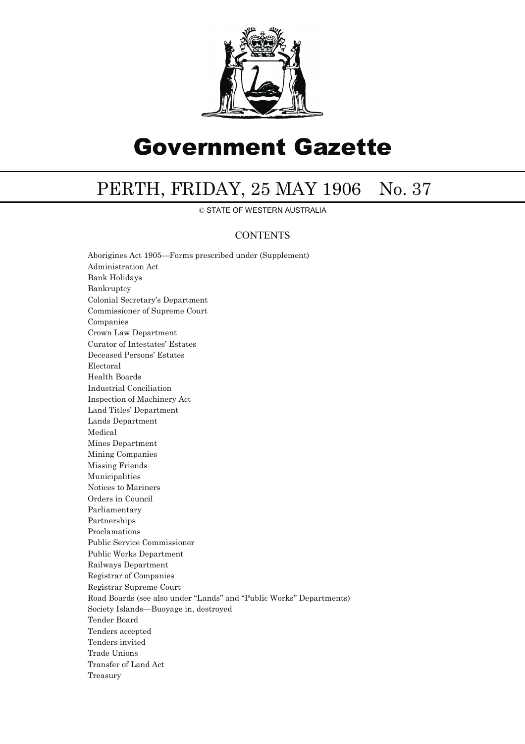# Government Gazette

## PERTH, FRIDAY, 25 MAY 1906 No. 37

© STATE OF WESTERN AUSTRALIA

### CONTENTS

Aborigines Act 1905—Forms prescribed under (Supplement)
Administration Act
Bank Holidays
Bankruptcy
Colonial Secretary's Department
Commissioner of Supreme Court
Companies
Crown Law Department
Curator of Intestates' Estates
Deceased Persons' Estates
Electoral
Health Boards
Industrial Conciliation
Inspection of Machinery Act
Land Titles' Department
Lands Department
Medical
Mines Department
Mining Companies
Missing Friends
Municipalities
Notices to Mariners
Orders in Council
Parliamentary
Partnerships
Proclamations
Public Service Commissioner
Public Works Department
Railways Department
Registrar of Companies
Registrar Supreme Court
Road Boards (see also under "Lands" and "Public Works" Departments)
Society Islands—Buoyage in, destroyed
Tender Board
Tenders accepted
Tenders invited
Trade Unions
Transfer of Land Act
Treasury